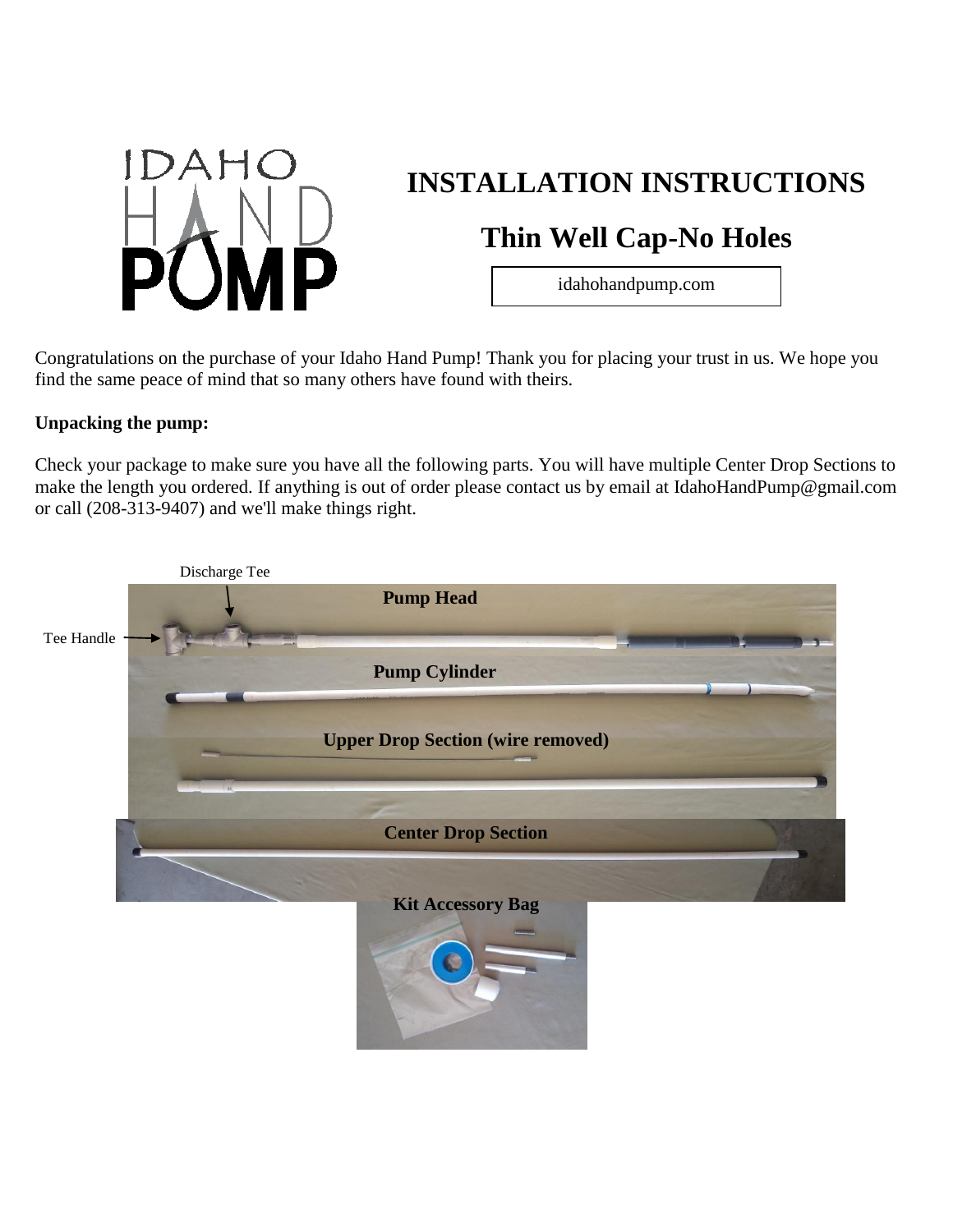# INSTALLATION INSTRUCTIONS

## Thin Well Cap-No Holes

idahohandpump.com

Congratulations on the purchase of your Idaho Hand Pump! Thank you for placing your trust in us. We hope you find the same peace of mind that so many others have found with theirs.

**Unpacking the pump:**

Check your package to make sure you have all the following parts. You will have multiple Center Drop Sections to make the length you ordered. If anything is out of order please contact us by email at IdahoHandPump@gmail.com or call (208-313-9407) and we'll make things right.

Discharge Tee

Tee Handle

**Pump Head**

**Pump Cylinder**

**Upper Drop Section (wire removed)**

**Center Drop Section**

**Kit Accessory Bag**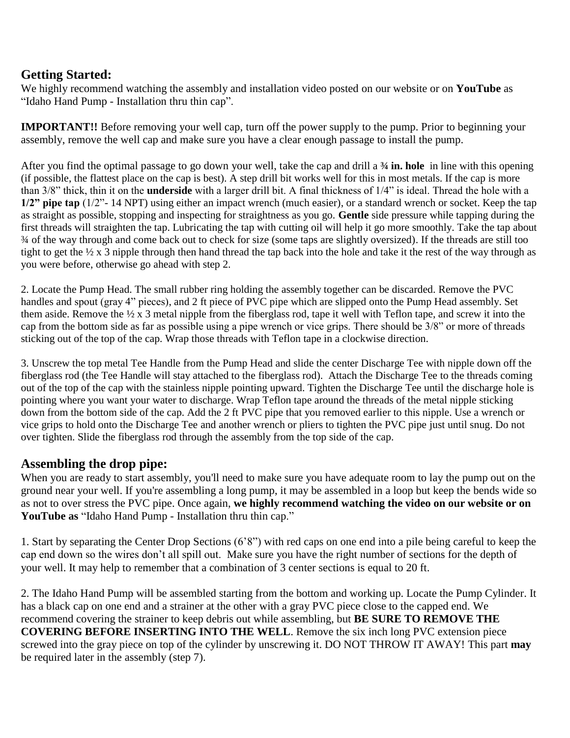## Getting Started:

We highly recommend watching the assembly and installation video posted on our website or on **YouTube** as "Idaho Hand Pump - Installation thru thin cap".

**IMPORTANT!!** Before removing your well cap, turn off the power supply to the pump. Prior to beginning your assembly, remove the well cap and make sure you have a clear enough passage to install the pump.

After you find the optimal passage to go down your well, take the cap and drill a **¾ in. hole** in line with this opening (if possible, the flattest place on the cap is best). A step drill bit works well for this in most metals. If the cap is more than 3/8" thick, thin it on the **underside** with a larger drill bit. A final thickness of 1/4" is ideal. Thread the hole with a **1/2" pipe tap** (1/2"- 14 NPT) using either an impact wrench (much easier), or a standard wrench or socket. Keep the tap as straight as possible, stopping and inspecting for straightness as you go. **Gentle** side pressure while tapping during the first threads will straighten the tap. Lubricating the tap with cutting oil will help it go more smoothly. Take the tap about ¾ of the way through and come back out to check for size (some taps are slightly oversized). If the threads are still too tight to get the ½ x 3 nipple through then hand thread the tap back into the hole and take it the rest of the way through as you were before, otherwise go ahead with step 2.

2. Locate the Pump Head. The small rubber ring holding the assembly together can be discarded. Remove the PVC handles and spout (gray 4" pieces), and 2 ft piece of PVC pipe which are slipped onto the Pump Head assembly. Set them aside. Remove the ½ x 3 metal nipple from the fiberglass rod, tape it well with Teflon tape, and screw it into the cap from the bottom side as far as possible using a pipe wrench or vice grips. There should be 3/8" or more of threads sticking out of the top of the cap. Wrap those threads with Teflon tape in a clockwise direction.

3. Unscrew the top metal Tee Handle from the Pump Head and slide the center Discharge Tee with nipple down off the fiberglass rod (the Tee Handle will stay attached to the fiberglass rod). Attach the Discharge Tee to the threads coming out of the top of the cap with the stainless nipple pointing upward. Tighten the Discharge Tee until the discharge hole is pointing where you want your water to discharge. Wrap Teflon tape around the threads of the metal nipple sticking down from the bottom side of the cap. Add the 2 ft PVC pipe that you removed earlier to this nipple. Use a wrench or vice grips to hold onto the Discharge Tee and another wrench or pliers to tighten the PVC pipe just until snug. Do not over tighten. Slide the fiberglass rod through the assembly from the top side of the cap.

## Assembling the drop pipe:

When you are ready to start assembly, you'll need to make sure you have adequate room to lay the pump out on the ground near your well. If you're assembling a long pump, it may be assembled in a loop but keep the bends wide so as not to over stress the PVC pipe. Once again, **we highly recommend watching the video on our website or on YouTube as** "Idaho Hand Pump - Installation thru thin cap."

1. Start by separating the Center Drop Sections (6'8") with red caps on one end into a pile being careful to keep the cap end down so the wires don't all spill out. Make sure you have the right number of sections for the depth of your well. It may help to remember that a combination of 3 center sections is equal to 20 ft.

2. The Idaho Hand Pump will be assembled starting from the bottom and working up. Locate the Pump Cylinder. It has a black cap on one end and a strainer at the other with a gray PVC piece close to the capped end. We recommend covering the strainer to keep debris out while assembling, but **BE SURE TO REMOVE THE COVERING BEFORE INSERTING INTO THE WELL**. Remove the six inch long PVC extension piece screwed into the gray piece on top of the cylinder by unscrewing it. DO NOT THROW IT AWAY! This part **may** be required later in the assembly (step 7).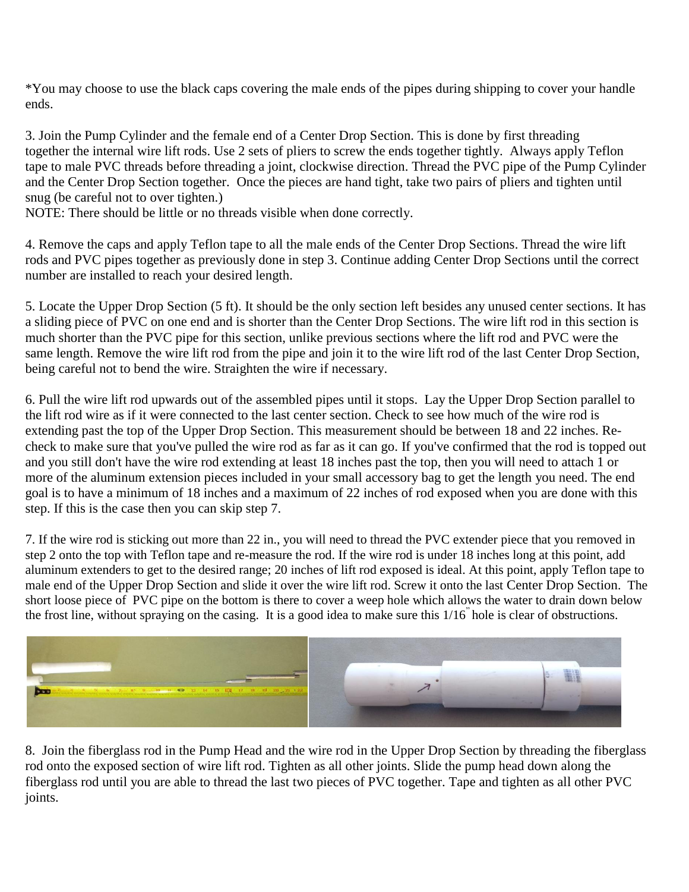*You may choose to use the black caps covering the male ends of the pipes during shipping to cover your handle ends.

3. Join the Pump Cylinder and the female end of a Center Drop Section. This is done by first threading together the internal wire lift rods. Use 2 sets of pliers to screw the ends together tightly. Always apply Teflon tape to male PVC threads before threading a joint, clockwise direction. Thread the PVC pipe of the Pump Cylinder and the Center Drop Section together. Once the pieces are hand tight, take two pairs of pliers and tighten until snug (be careful not to over tighten.)
NOTE: There should be little or no threads visible when done correctly.

4. Remove the caps and apply Teflon tape to all the male ends of the Center Drop Sections. Thread the wire lift rods and PVC pipes together as previously done in step 3. Continue adding Center Drop Sections until the correct number are installed to reach your desired length.

5. Locate the Upper Drop Section (5 ft). It should be the only section left besides any unused center sections. It has a sliding piece of PVC on one end and is shorter than the Center Drop Sections. The wire lift rod in this section is much shorter than the PVC pipe for this section, unlike previous sections where the lift rod and PVC were the same length. Remove the wire lift rod from the pipe and join it to the wire lift rod of the last Center Drop Section, being careful not to bend the wire. Straighten the wire if necessary.

6. Pull the wire lift rod upwards out of the assembled pipes until it stops. Lay the Upper Drop Section parallel to the lift rod wire as if it were connected to the last center section. Check to see how much of the wire rod is extending past the top of the Upper Drop Section. This measurement should be between 18 and 22 inches. Re-check to make sure that you've pulled the wire rod as far as it can go. If you've confirmed that the rod is topped out and you still don't have the wire rod extending at least 18 inches past the top, then you will need to attach 1 or more of the aluminum extension pieces included in your small accessory bag to get the length you need. The end goal is to have a minimum of 18 inches and a maximum of 22 inches of rod exposed when you are done with this step. If this is the case then you can skip step 7.

7. If the wire rod is sticking out more than 22 in., you will need to thread the PVC extender piece that you removed in step 2 onto the top with Teflon tape and re-measure the rod. If the wire rod is under 18 inches long at this point, add aluminum extenders to get to the desired range; 20 inches of lift rod exposed is ideal. At this point, apply Teflon tape to male end of the Upper Drop Section and slide it over the wire lift rod. Screw it onto the last Center Drop Section. The short loose piece of PVC pipe on the bottom is there to cover a weep hole which allows the water to drain down below the frost line, without spraying on the casing. It is a good idea to make sure this 1/16" hole is clear of obstructions.

8. Join the fiberglass rod in the Pump Head and the wire rod in the Upper Drop Section by threading the fiberglass rod onto the exposed section of wire lift rod. Tighten as all other joints. Slide the pump head down along the fiberglass rod until you are able to thread the last two pieces of PVC together. Tape and tighten as all other PVC joints.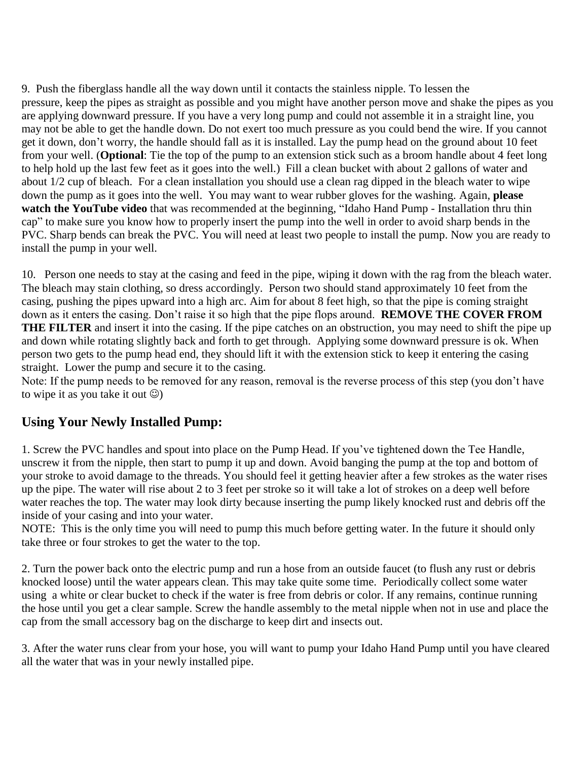9. Push the fiberglass handle all the way down until it contacts the stainless nipple. To lessen the pressure, keep the pipes as straight as possible and you might have another person move and shake the pipes as you are applying downward pressure. If you have a very long pump and could not assemble it in a straight line, you may not be able to get the handle down. Do not exert too much pressure as you could bend the wire. If you cannot get it down, don't worry, the handle should fall as it is installed. Lay the pump head on the ground about 10 feet from your well. (**Optional**: Tie the top of the pump to an extension stick such as a broom handle about 4 feet long to help hold up the last few feet as it goes into the well.) Fill a clean bucket with about 2 gallons of water and about 1/2 cup of bleach. For a clean installation you should use a clean rag dipped in the bleach water to wipe down the pump as it goes into the well. You may want to wear rubber gloves for the washing. Again, **please watch the YouTube video** that was recommended at the beginning, "Idaho Hand Pump - Installation thru thin cap" to make sure you know how to properly insert the pump into the well in order to avoid sharp bends in the PVC. Sharp bends can break the PVC. You will need at least two people to install the pump. Now you are ready to install the pump in your well.

10. Person one needs to stay at the casing and feed in the pipe, wiping it down with the rag from the bleach water. The bleach may stain clothing, so dress accordingly. Person two should stand approximately 10 feet from the casing, pushing the pipes upward into a high arc. Aim for about 8 feet high, so that the pipe is coming straight down as it enters the casing. Don't raise it so high that the pipe flops around. **REMOVE THE COVER FROM THE FILTER** and insert it into the casing. If the pipe catches on an obstruction, you may need to shift the pipe up and down while rotating slightly back and forth to get through. Applying some downward pressure is ok. When person two gets to the pump head end, they should lift it with the extension stick to keep it entering the casing straight. Lower the pump and secure it to the casing.
Note: If the pump needs to be removed for any reason, removal is the reverse process of this step (you don't have to wipe it as you take it out ☺)

## Using Your Newly Installed Pump:

1. Screw the PVC handles and spout into place on the Pump Head. If you've tightened down the Tee Handle, unscrew it from the nipple, then start to pump it up and down. Avoid banging the pump at the top and bottom of your stroke to avoid damage to the threads. You should feel it getting heavier after a few strokes as the water rises up the pipe. The water will rise about 2 to 3 feet per stroke so it will take a lot of strokes on a deep well before water reaches the top. The water may look dirty because inserting the pump likely knocked rust and debris off the inside of your casing and into your water.
NOTE: This is the only time you will need to pump this much before getting water. In the future it should only take three or four strokes to get the water to the top.

2. Turn the power back onto the electric pump and run a hose from an outside faucet (to flush any rust or debris knocked loose) until the water appears clean. This may take quite some time. Periodically collect some water using a white or clear bucket to check if the water is free from debris or color. If any remains, continue running the hose until you get a clear sample. Screw the handle assembly to the metal nipple when not in use and place the cap from the small accessory bag on the discharge to keep dirt and insects out.

3. After the water runs clear from your hose, you will want to pump your Idaho Hand Pump until you have cleared all the water that was in your newly installed pipe.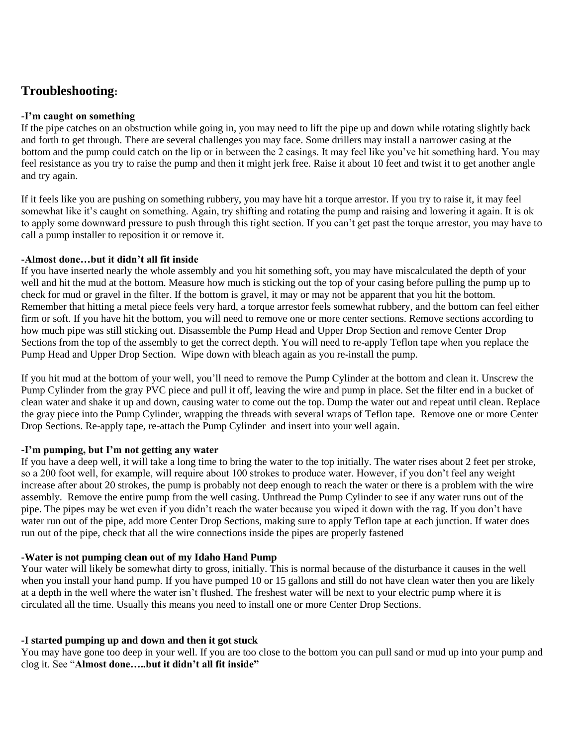## Troubleshooting:

**-I'm caught on something**

If the pipe catches on an obstruction while going in, you may need to lift the pipe up and down while rotating slightly back and forth to get through. There are several challenges you may face. Some drillers may install a narrower casing at the bottom and the pump could catch on the lip or in between the 2 casings. It may feel like you've hit something hard. You may feel resistance as you try to raise the pump and then it might jerk free. Raise it about 10 feet and twist it to get another angle and try again.

If it feels like you are pushing on something rubbery, you may have hit a torque arrestor. If you try to raise it, it may feel somewhat like it's caught on something. Again, try shifting and rotating the pump and raising and lowering it again. It is ok to apply some downward pressure to push through this tight section. If you can't get past the torque arrestor, you may have to call a pump installer to reposition it or remove it.

**-Almost done…but it didn't all fit inside**

If you have inserted nearly the whole assembly and you hit something soft, you may have miscalculated the depth of your well and hit the mud at the bottom. Measure how much is sticking out the top of your casing before pulling the pump up to check for mud or gravel in the filter. If the bottom is gravel, it may or may not be apparent that you hit the bottom. Remember that hitting a metal piece feels very hard, a torque arrestor feels somewhat rubbery, and the bottom can feel either firm or soft. If you have hit the bottom, you will need to remove one or more center sections. Remove sections according to how much pipe was still sticking out. Disassemble the Pump Head and Upper Drop Section and remove Center Drop Sections from the top of the assembly to get the correct depth. You will need to re-apply Teflon tape when you replace the Pump Head and Upper Drop Section. Wipe down with bleach again as you re-install the pump.

If you hit mud at the bottom of your well, you'll need to remove the Pump Cylinder at the bottom and clean it. Unscrew the Pump Cylinder from the gray PVC piece and pull it off, leaving the wire and pump in place. Set the filter end in a bucket of clean water and shake it up and down, causing water to come out the top. Dump the water out and repeat until clean. Replace the gray piece into the Pump Cylinder, wrapping the threads with several wraps of Teflon tape. Remove one or more Center Drop Sections. Re-apply tape, re-attach the Pump Cylinder and insert into your well again.

**-I'm pumping, but I'm not getting any water**

If you have a deep well, it will take a long time to bring the water to the top initially. The water rises about 2 feet per stroke, so a 200 foot well, for example, will require about 100 strokes to produce water. However, if you don't feel any weight increase after about 20 strokes, the pump is probably not deep enough to reach the water or there is a problem with the wire assembly. Remove the entire pump from the well casing. Unthread the Pump Cylinder to see if any water runs out of the pipe. The pipes may be wet even if you didn't reach the water because you wiped it down with the rag. If you don't have water run out of the pipe, add more Center Drop Sections, making sure to apply Teflon tape at each junction. If water does run out of the pipe, check that all the wire connections inside the pipes are properly fastened

**-Water is not pumping clean out of my Idaho Hand Pump**

Your water will likely be somewhat dirty to gross, initially. This is normal because of the disturbance it causes in the well when you install your hand pump. If you have pumped 10 or 15 gallons and still do not have clean water then you are likely at a depth in the well where the water isn't flushed. The freshest water will be next to your electric pump where it is circulated all the time. Usually this means you need to install one or more Center Drop Sections.

**-I started pumping up and down and then it got stuck**

You may have gone too deep in your well. If you are too close to the bottom you can pull sand or mud up into your pump and clog it. See "**Almost done…..but it didn't all fit inside"**